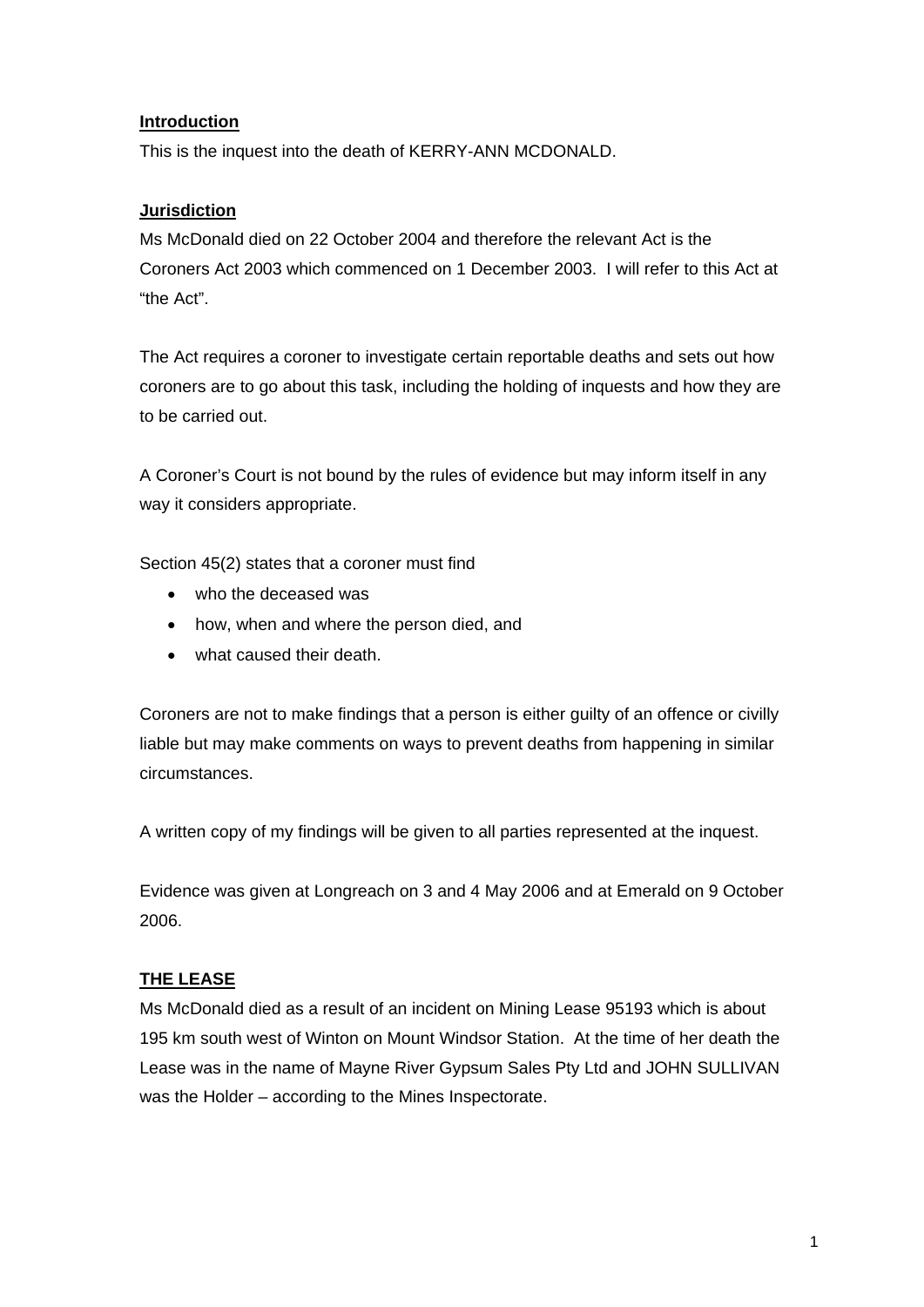## **Introduction**

This is the inquest into the death of KERRY-ANN MCDONALD.

## **Jurisdiction**

Ms McDonald died on 22 October 2004 and therefore the relevant Act is the Coroners Act 2003 which commenced on 1 December 2003. I will refer to this Act at "the Act".

The Act requires a coroner to investigate certain reportable deaths and sets out how coroners are to go about this task, including the holding of inquests and how they are to be carried out.

A Coroner's Court is not bound by the rules of evidence but may inform itself in any way it considers appropriate.

Section 45(2) states that a coroner must find

- who the deceased was
- how, when and where the person died, and
- what caused their death.

Coroners are not to make findings that a person is either guilty of an offence or civilly liable but may make comments on ways to prevent deaths from happening in similar circumstances.

A written copy of my findings will be given to all parties represented at the inquest.

Evidence was given at Longreach on 3 and 4 May 2006 and at Emerald on 9 October 2006.

## **THE LEASE**

Ms McDonald died as a result of an incident on Mining Lease 95193 which is about 195 km south west of Winton on Mount Windsor Station. At the time of her death the Lease was in the name of Mayne River Gypsum Sales Pty Ltd and JOHN SULLIVAN was the Holder – according to the Mines Inspectorate.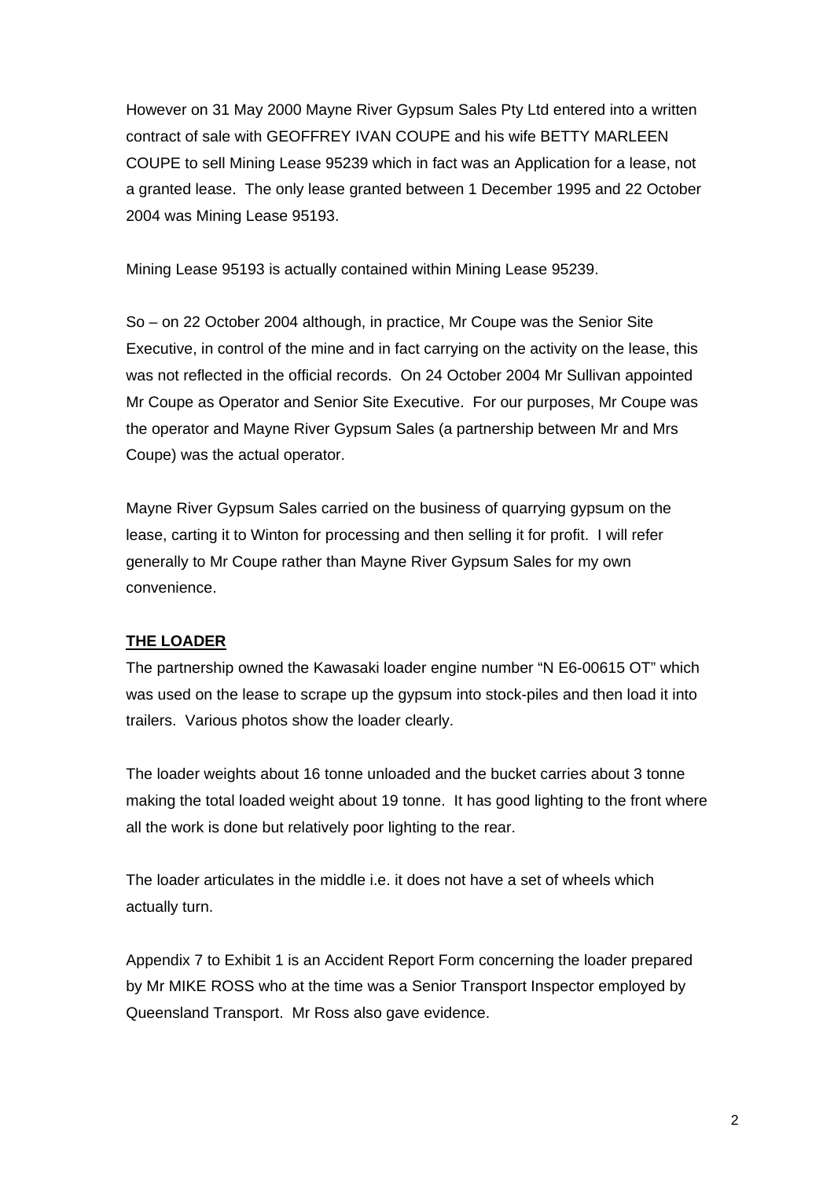However on 31 May 2000 Mayne River Gypsum Sales Pty Ltd entered into a written contract of sale with GEOFFREY IVAN COUPE and his wife BETTY MARLEEN COUPE to sell Mining Lease 95239 which in fact was an Application for a lease, not a granted lease. The only lease granted between 1 December 1995 and 22 October 2004 was Mining Lease 95193.

Mining Lease 95193 is actually contained within Mining Lease 95239.

So – on 22 October 2004 although, in practice, Mr Coupe was the Senior Site Executive, in control of the mine and in fact carrying on the activity on the lease, this was not reflected in the official records. On 24 October 2004 Mr Sullivan appointed Mr Coupe as Operator and Senior Site Executive. For our purposes, Mr Coupe was the operator and Mayne River Gypsum Sales (a partnership between Mr and Mrs Coupe) was the actual operator.

Mayne River Gypsum Sales carried on the business of quarrying gypsum on the lease, carting it to Winton for processing and then selling it for profit. I will refer generally to Mr Coupe rather than Mayne River Gypsum Sales for my own convenience.

**THE LOADER**

The partnership owned the Kawasaki loader engine number "N E6-00615 OT" which was used on the lease to scrape up the gypsum into stock-piles and then load it into trailers. Various photos show the loader clearly.

The loader weights about 16 tonne unloaded and the bucket carries about 3 tonne making the total loaded weight about 19 tonne. It has good lighting to the front where all the work is done but relatively poor lighting to the rear.

The loader articulates in the middle i.e. it does not have a set of wheels which actually turn.

Appendix 7 to Exhibit 1 is an Accident Report Form concerning the loader prepared by Mr MIKE ROSS who at the time was a Senior Transport Inspector employed by Queensland Transport. Mr Ross also gave evidence.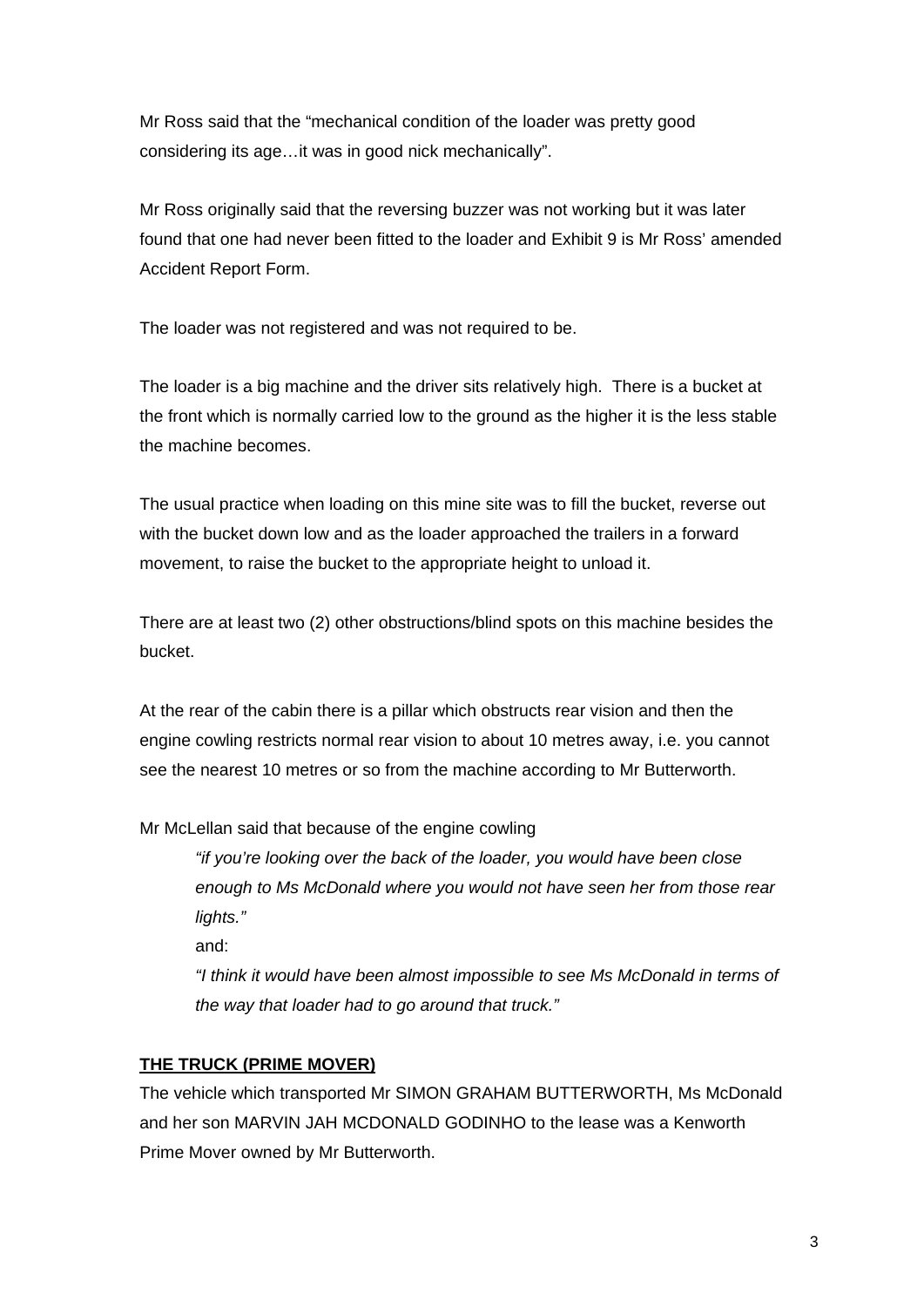Mr Ross said that the "mechanical condition of the loader was pretty good considering its age…it was in good nick mechanically".

Mr Ross originally said that the reversing buzzer was not working but it was later found that one had never been fitted to the loader and Exhibit 9 is Mr Ross' amended Accident Report Form.

The loader was not registered and was not required to be.

The loader is a big machine and the driver sits relatively high. There is a bucket at the front which is normally carried low to the ground as the higher it is the less stable the machine becomes.

The usual practice when loading on this mine site was to fill the bucket, reverse out with the bucket down low and as the loader approached the trailers in a forward movement, to raise the bucket to the appropriate height to unload it.

There are at least two (2) other obstructions/blind spots on this machine besides the bucket.

At the rear of the cabin there is a pillar which obstructs rear vision and then the engine cowling restricts normal rear vision to about 10 metres away, i.e. you cannot see the nearest 10 metres or so from the machine according to Mr Butterworth.

Mr McLellan said that because of the engine cowling

> *"if you're looking over the back of the loader, you would have been close enough to Ms McDonald where you would not have seen her from those rear lights."*
>
> and:
>
> *"I think it would have been almost impossible to see Ms McDonald in terms of the way that loader had to go around that truck."*

**THE TRUCK (PRIME MOVER)**

The vehicle which transported Mr SIMON GRAHAM BUTTERWORTH, Ms McDonald and her son MARVIN JAH MCDONALD GODINHO to the lease was a Kenworth Prime Mover owned by Mr Butterworth.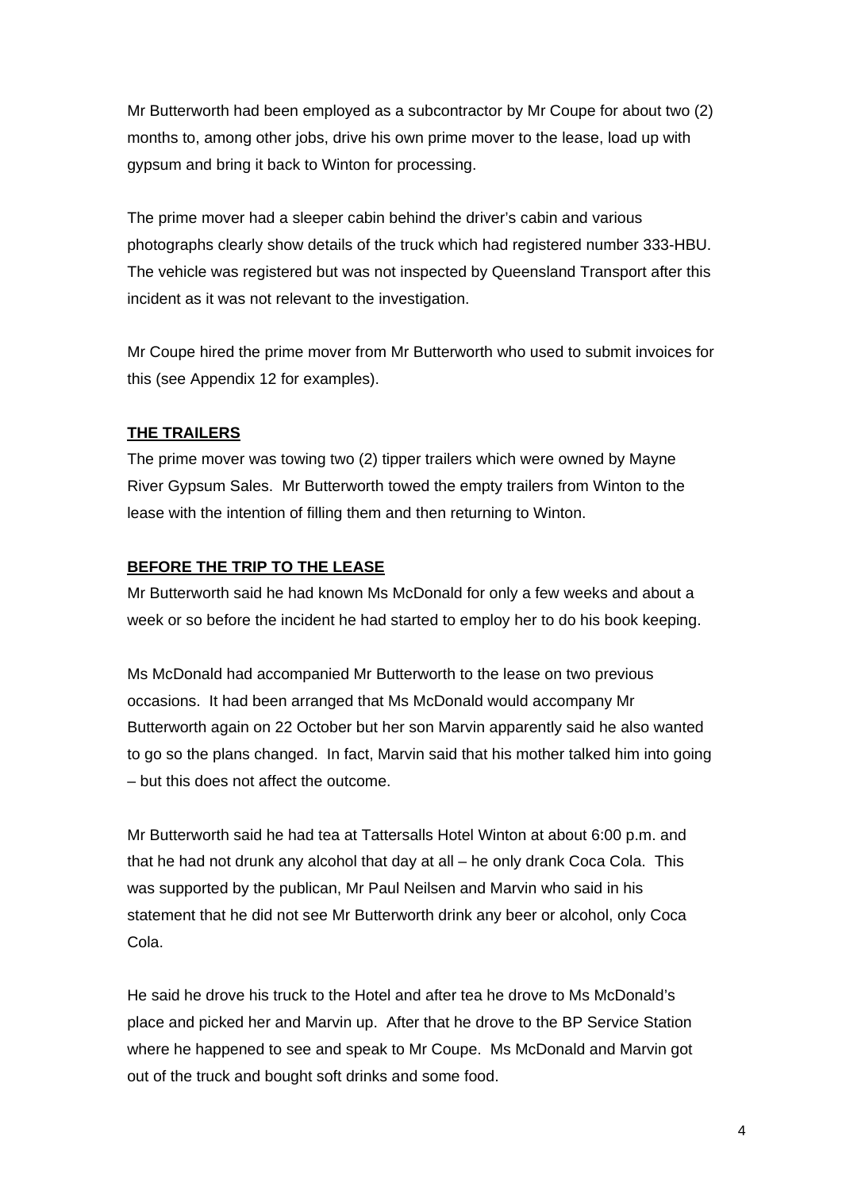Mr Butterworth had been employed as a subcontractor by Mr Coupe for about two (2) months to, among other jobs, drive his own prime mover to the lease, load up with gypsum and bring it back to Winton for processing.

The prime mover had a sleeper cabin behind the driver's cabin and various photographs clearly show details of the truck which had registered number 333-HBU. The vehicle was registered but was not inspected by Queensland Transport after this incident as it was not relevant to the investigation.

Mr Coupe hired the prime mover from Mr Butterworth who used to submit invoices for this (see Appendix 12 for examples).

**THE TRAILERS**

The prime mover was towing two (2) tipper trailers which were owned by Mayne River Gypsum Sales. Mr Butterworth towed the empty trailers from Winton to the lease with the intention of filling them and then returning to Winton.

**BEFORE THE TRIP TO THE LEASE**

Mr Butterworth said he had known Ms McDonald for only a few weeks and about a week or so before the incident he had started to employ her to do his book keeping.

Ms McDonald had accompanied Mr Butterworth to the lease on two previous occasions. It had been arranged that Ms McDonald would accompany Mr Butterworth again on 22 October but her son Marvin apparently said he also wanted to go so the plans changed. In fact, Marvin said that his mother talked him into going – but this does not affect the outcome.

Mr Butterworth said he had tea at Tattersalls Hotel Winton at about 6:00 p.m. and that he had not drunk any alcohol that day at all – he only drank Coca Cola. This was supported by the publican, Mr Paul Neilsen and Marvin who said in his statement that he did not see Mr Butterworth drink any beer or alcohol, only Coca Cola.

He said he drove his truck to the Hotel and after tea he drove to Ms McDonald's place and picked her and Marvin up. After that he drove to the BP Service Station where he happened to see and speak to Mr Coupe. Ms McDonald and Marvin got out of the truck and bought soft drinks and some food.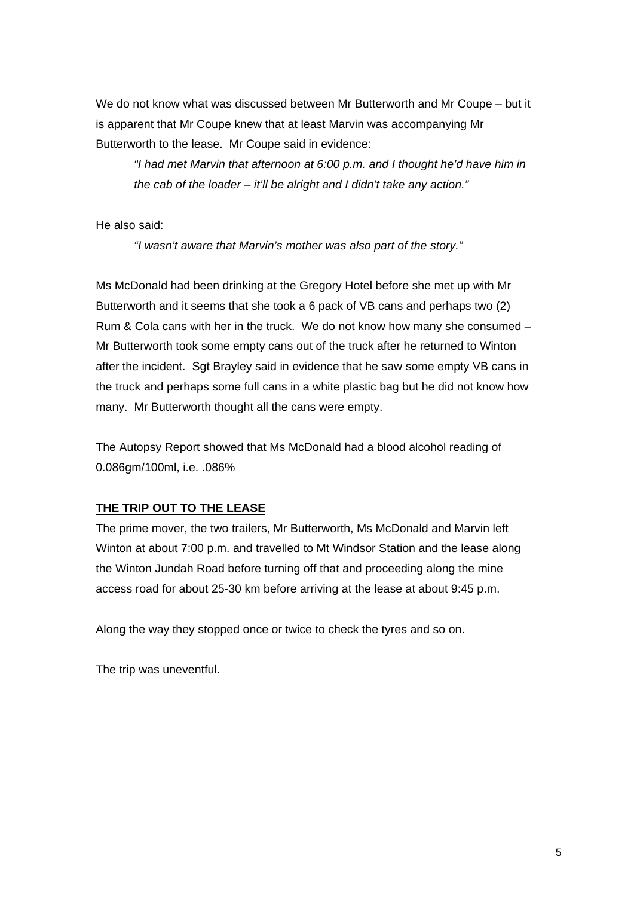We do not know what was discussed between Mr Butterworth and Mr Coupe – but it is apparent that Mr Coupe knew that at least Marvin was accompanying Mr Butterworth to the lease. Mr Coupe said in evidence:

> *"I had met Marvin that afternoon at 6:00 p.m. and I thought he'd have him in the cab of the loader – it'll be alright and I didn't take any action."*

He also said:

> *"I wasn't aware that Marvin's mother was also part of the story."*

Ms McDonald had been drinking at the Gregory Hotel before she met up with Mr Butterworth and it seems that she took a 6 pack of VB cans and perhaps two (2) Rum & Cola cans with her in the truck. We do not know how many she consumed – Mr Butterworth took some empty cans out of the truck after he returned to Winton after the incident. Sgt Brayley said in evidence that he saw some empty VB cans in the truck and perhaps some full cans in a white plastic bag but he did not know how many. Mr Butterworth thought all the cans were empty.

The Autopsy Report showed that Ms McDonald had a blood alcohol reading of 0.086gm/100ml, i.e. .086%

**THE TRIP OUT TO THE LEASE**

The prime mover, the two trailers, Mr Butterworth, Ms McDonald and Marvin left Winton at about 7:00 p.m. and travelled to Mt Windsor Station and the lease along the Winton Jundah Road before turning off that and proceeding along the mine access road for about 25-30 km before arriving at the lease at about 9:45 p.m.

Along the way they stopped once or twice to check the tyres and so on.

The trip was uneventful.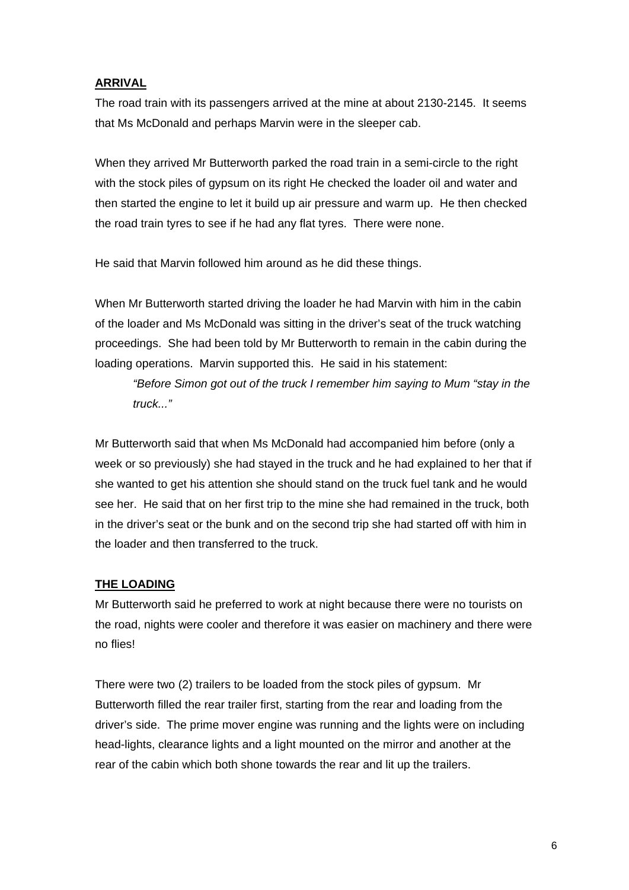## ARRIVAL

The road train with its passengers arrived at the mine at about 2130-2145. It seems that Ms McDonald and perhaps Marvin were in the sleeper cab.

When they arrived Mr Butterworth parked the road train in a semi-circle to the right with the stock piles of gypsum on its right He checked the loader oil and water and then started the engine to let it build up air pressure and warm up. He then checked the road train tyres to see if he had any flat tyres. There were none.

He said that Marvin followed him around as he did these things.

When Mr Butterworth started driving the loader he had Marvin with him in the cabin of the loader and Ms McDonald was sitting in the driver's seat of the truck watching proceedings. She had been told by Mr Butterworth to remain in the cabin during the loading operations. Marvin supported this. He said in his statement:

> *"Before Simon got out of the truck I remember him saying to Mum "stay in the truck..."*

Mr Butterworth said that when Ms McDonald had accompanied him before (only a week or so previously) she had stayed in the truck and he had explained to her that if she wanted to get his attention she should stand on the truck fuel tank and he would see her. He said that on her first trip to the mine she had remained in the truck, both in the driver's seat or the bunk and on the second trip she had started off with him in the loader and then transferred to the truck.

## THE LOADING

Mr Butterworth said he preferred to work at night because there were no tourists on the road, nights were cooler and therefore it was easier on machinery and there were no flies!

There were two (2) trailers to be loaded from the stock piles of gypsum. Mr Butterworth filled the rear trailer first, starting from the rear and loading from the driver's side. The prime mover engine was running and the lights were on including head-lights, clearance lights and a light mounted on the mirror and another at the rear of the cabin which both shone towards the rear and lit up the trailers.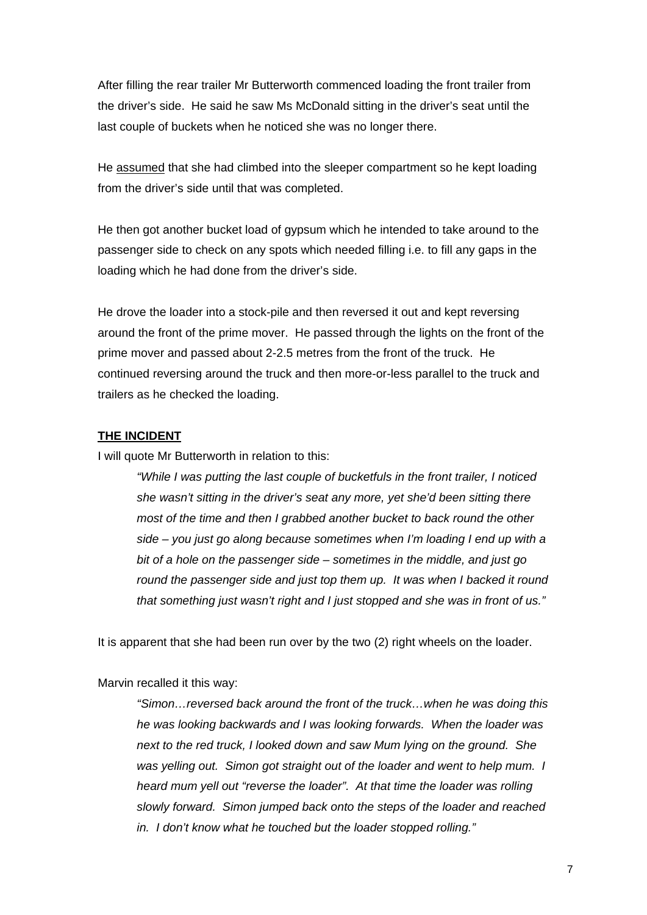After filling the rear trailer Mr Butterworth commenced loading the front trailer from the driver's side. He said he saw Ms McDonald sitting in the driver's seat until the last couple of buckets when he noticed she was no longer there.

He <u>assumed</u> that she had climbed into the sleeper compartment so he kept loading from the driver's side until that was completed.

He then got another bucket load of gypsum which he intended to take around to the passenger side to check on any spots which needed filling i.e. to fill any gaps in the loading which he had done from the driver's side.

He drove the loader into a stock-pile and then reversed it out and kept reversing around the front of the prime mover. He passed through the lights on the front of the prime mover and passed about 2-2.5 metres from the front of the truck. He continued reversing around the truck and then more-or-less parallel to the truck and trailers as he checked the loading.

**THE INCIDENT**

I will quote Mr Butterworth in relation to this:

> *"While I was putting the last couple of bucketfuls in the front trailer, I noticed she wasn't sitting in the driver's seat any more, yet she'd been sitting there most of the time and then I grabbed another bucket to back round the other side – you just go along because sometimes when I'm loading I end up with a bit of a hole on the passenger side – sometimes in the middle, and just go round the passenger side and just top them up. It was when I backed it round that something just wasn't right and I just stopped and she was in front of us."*

It is apparent that she had been run over by the two (2) right wheels on the loader.

Marvin recalled it this way:

> *"Simon…reversed back around the front of the truck…when he was doing this he was looking backwards and I was looking forwards. When the loader was next to the red truck, I looked down and saw Mum lying on the ground. She was yelling out. Simon got straight out of the loader and went to help mum. I heard mum yell out "reverse the loader". At that time the loader was rolling slowly forward. Simon jumped back onto the steps of the loader and reached in. I don't know what he touched but the loader stopped rolling."*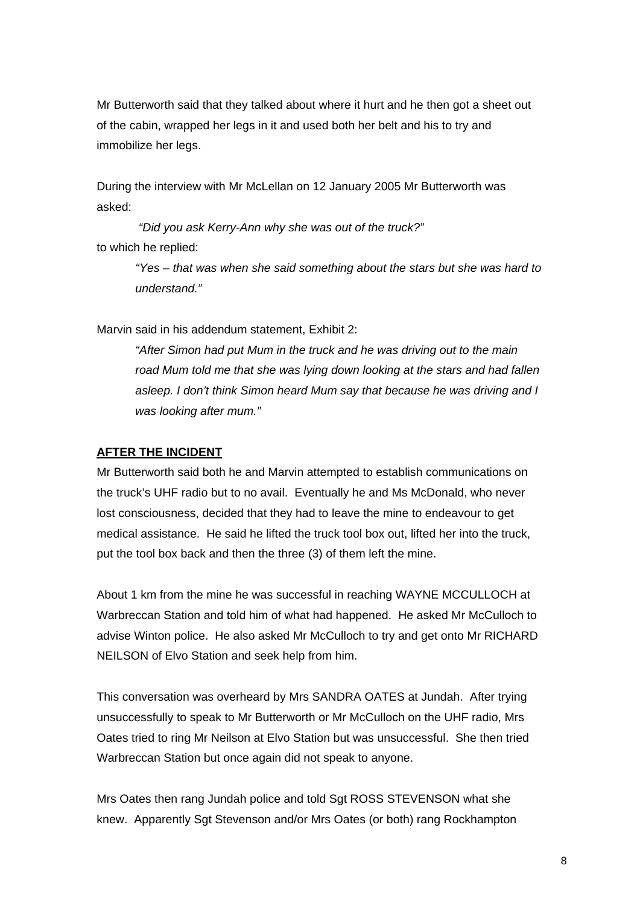Mr Butterworth said that they talked about where it hurt and he then got a sheet out of the cabin, wrapped her legs in it and used both her belt and his to try and immobilize her legs.

During the interview with Mr McLellan on 12 January 2005 Mr Butterworth was asked:

> *"Did you ask Kerry-Ann why she was out of the truck?"*

to which he replied:

> *"Yes – that was when she said something about the stars but she was hard to understand."*

Marvin said in his addendum statement, Exhibit 2:

> *"After Simon had put Mum in the truck and he was driving out to the main road Mum told me that she was lying down looking at the stars and had fallen asleep. I don't think Simon heard Mum say that because he was driving and I was looking after mum."*

**AFTER THE INCIDENT**

Mr Butterworth said both he and Marvin attempted to establish communications on the truck's UHF radio but to no avail. Eventually he and Ms McDonald, who never lost consciousness, decided that they had to leave the mine to endeavour to get medical assistance. He said he lifted the truck tool box out, lifted her into the truck, put the tool box back and then the three (3) of them left the mine.

About 1 km from the mine he was successful in reaching WAYNE MCCULLOCH at Warbreccan Station and told him of what had happened. He asked Mr McCulloch to advise Winton police. He also asked Mr McCulloch to try and get onto Mr RICHARD NEILSON of Elvo Station and seek help from him.

This conversation was overheard by Mrs SANDRA OATES at Jundah. After trying unsuccessfully to speak to Mr Butterworth or Mr McCulloch on the UHF radio, Mrs Oates tried to ring Mr Neilson at Elvo Station but was unsuccessful. She then tried Warbreccan Station but once again did not speak to anyone.

Mrs Oates then rang Jundah police and told Sgt ROSS STEVENSON what she knew. Apparently Sgt Stevenson and/or Mrs Oates (or both) rang Rockhampton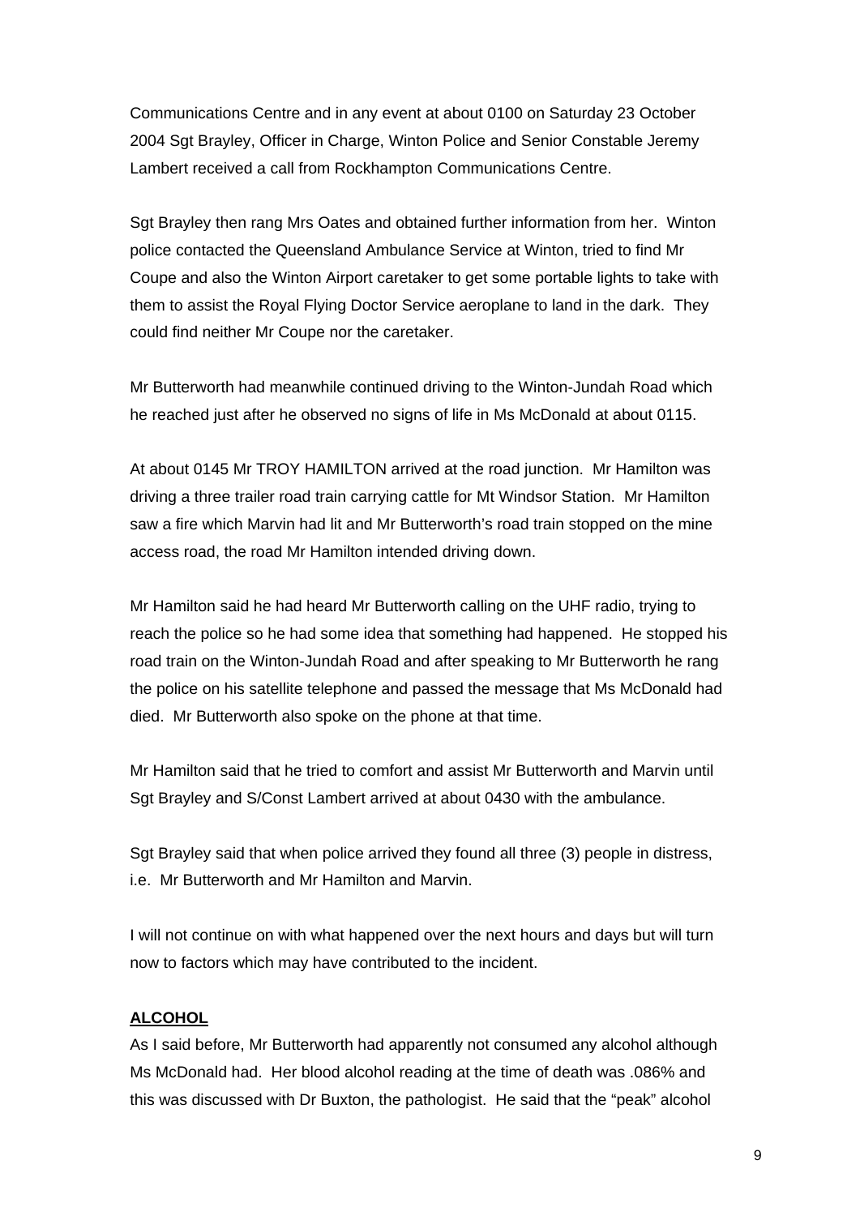Communications Centre and in any event at about 0100 on Saturday 23 October 2004 Sgt Brayley, Officer in Charge, Winton Police and Senior Constable Jeremy Lambert received a call from Rockhampton Communications Centre.

Sgt Brayley then rang Mrs Oates and obtained further information from her. Winton police contacted the Queensland Ambulance Service at Winton, tried to find Mr Coupe and also the Winton Airport caretaker to get some portable lights to take with them to assist the Royal Flying Doctor Service aeroplane to land in the dark. They could find neither Mr Coupe nor the caretaker.

Mr Butterworth had meanwhile continued driving to the Winton-Jundah Road which he reached just after he observed no signs of life in Ms McDonald at about 0115.

At about 0145 Mr TROY HAMILTON arrived at the road junction. Mr Hamilton was driving a three trailer road train carrying cattle for Mt Windsor Station. Mr Hamilton saw a fire which Marvin had lit and Mr Butterworth's road train stopped on the mine access road, the road Mr Hamilton intended driving down.

Mr Hamilton said he had heard Mr Butterworth calling on the UHF radio, trying to reach the police so he had some idea that something had happened. He stopped his road train on the Winton-Jundah Road and after speaking to Mr Butterworth he rang the police on his satellite telephone and passed the message that Ms McDonald had died. Mr Butterworth also spoke on the phone at that time.

Mr Hamilton said that he tried to comfort and assist Mr Butterworth and Marvin until Sgt Brayley and S/Const Lambert arrived at about 0430 with the ambulance.

Sgt Brayley said that when police arrived they found all three (3) people in distress, i.e. Mr Butterworth and Mr Hamilton and Marvin.

I will not continue on with what happened over the next hours and days but will turn now to factors which may have contributed to the incident.

**ALCOHOL**

As I said before, Mr Butterworth had apparently not consumed any alcohol although Ms McDonald had. Her blood alcohol reading at the time of death was .086% and this was discussed with Dr Buxton, the pathologist. He said that the "peak" alcohol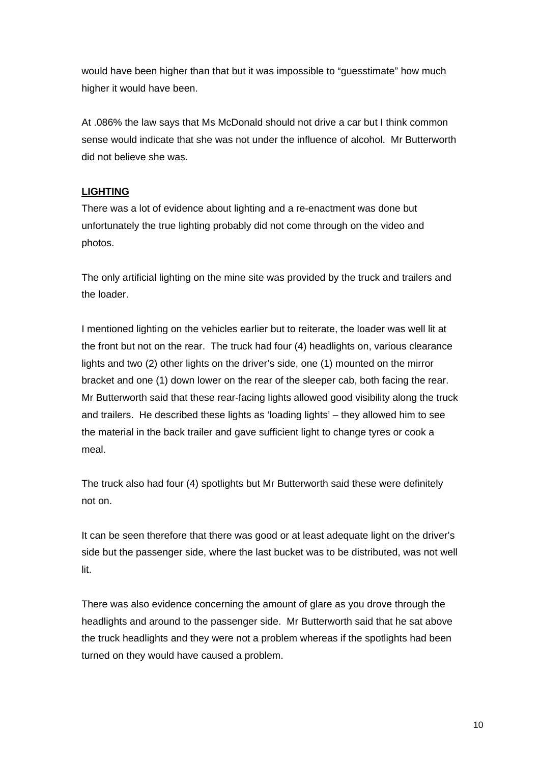would have been higher than that but it was impossible to “guesstimate” how much higher it would have been.

At .086% the law says that Ms McDonald should not drive a car but I think common sense would indicate that she was not under the influence of alcohol. Mr Butterworth did not believe she was.

**LIGHTING**

There was a lot of evidence about lighting and a re-enactment was done but unfortunately the true lighting probably did not come through on the video and photos.

The only artificial lighting on the mine site was provided by the truck and trailers and the loader.

I mentioned lighting on the vehicles earlier but to reiterate, the loader was well lit at the front but not on the rear. The truck had four (4) headlights on, various clearance lights and two (2) other lights on the driver’s side, one (1) mounted on the mirror bracket and one (1) down lower on the rear of the sleeper cab, both facing the rear. Mr Butterworth said that these rear-facing lights allowed good visibility along the truck and trailers. He described these lights as ‘loading lights’ – they allowed him to see the material in the back trailer and gave sufficient light to change tyres or cook a meal.

The truck also had four (4) spotlights but Mr Butterworth said these were definitely not on.

It can be seen therefore that there was good or at least adequate light on the driver’s side but the passenger side, where the last bucket was to be distributed, was not well lit.

There was also evidence concerning the amount of glare as you drove through the headlights and around to the passenger side. Mr Butterworth said that he sat above the truck headlights and they were not a problem whereas if the spotlights had been turned on they would have caused a problem.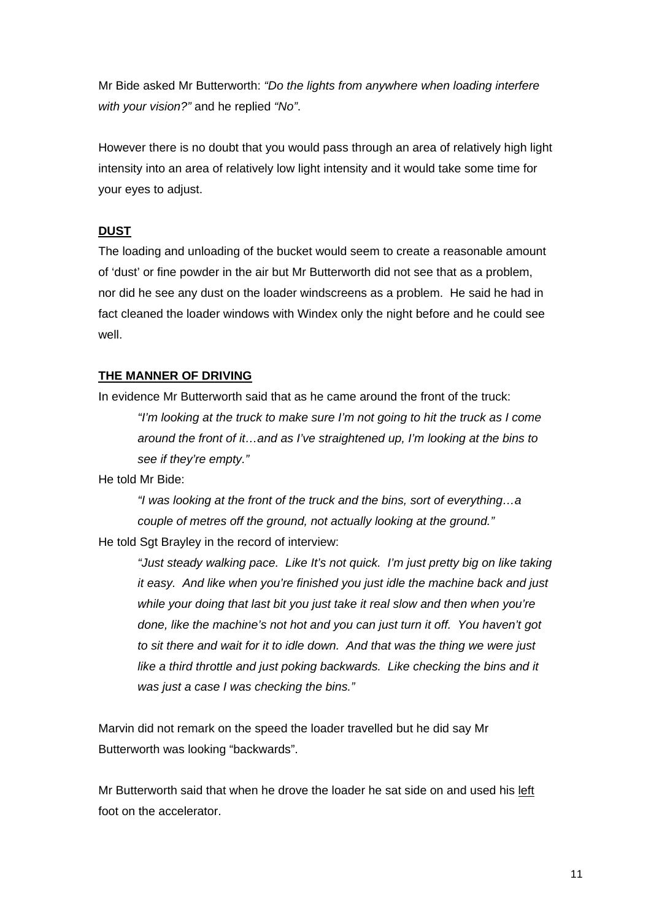Mr Bide asked Mr Butterworth: *"Do the lights from anywhere when loading interfere with your vision?"* and he replied *"No"*.

However there is no doubt that you would pass through an area of relatively high light intensity into an area of relatively low light intensity and it would take some time for your eyes to adjust.

## **DUST**

The loading and unloading of the bucket would seem to create a reasonable amount of 'dust' or fine powder in the air but Mr Butterworth did not see that as a problem, nor did he see any dust on the loader windscreens as a problem. He said he had in fact cleaned the loader windows with Windex only the night before and he could see well.

## **THE MANNER OF DRIVING**

In evidence Mr Butterworth said that as he came around the front of the truck:

> *"I'm looking at the truck to make sure I'm not going to hit the truck as I come around the front of it…and as I've straightened up, I'm looking at the bins to see if they're empty."*

He told Mr Bide:

> *"I was looking at the front of the truck and the bins, sort of everything…a couple of metres off the ground, not actually looking at the ground."*

He told Sgt Brayley in the record of interview:

> *"Just steady walking pace. Like It's not quick. I'm just pretty big on like taking it easy. And like when you're finished you just idle the machine back and just while your doing that last bit you just take it real slow and then when you're done, like the machine's not hot and you can just turn it off. You haven't got to sit there and wait for it to idle down. And that was the thing we were just like a third throttle and just poking backwards. Like checking the bins and it was just a case I was checking the bins."*

Marvin did not remark on the speed the loader travelled but he did say Mr Butterworth was looking "backwards".

Mr Butterworth said that when he drove the loader he sat side on and used his <u>left</u> foot on the accelerator.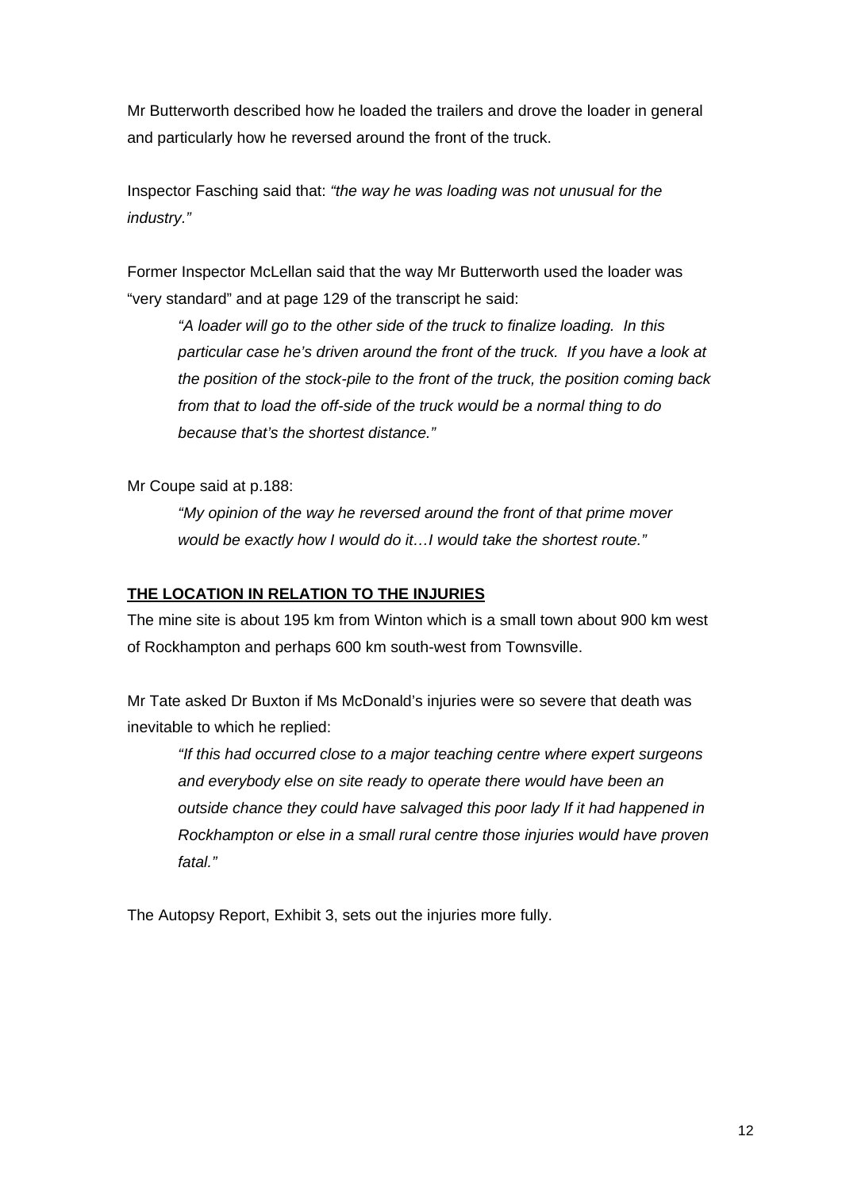Mr Butterworth described how he loaded the trailers and drove the loader in general and particularly how he reversed around the front of the truck.

Inspector Fasching said that: *"the way he was loading was not unusual for the industry."*

Former Inspector McLellan said that the way Mr Butterworth used the loader was "very standard" and at page 129 of the transcript he said:

> *"A loader will go to the other side of the truck to finalize loading. In this particular case he's driven around the front of the truck. If you have a look at the position of the stock-pile to the front of the truck, the position coming back from that to load the off-side of the truck would be a normal thing to do because that's the shortest distance."*

Mr Coupe said at p.188:

> *"My opinion of the way he reversed around the front of that prime mover would be exactly how I would do it…I would take the shortest route."*

**THE LOCATION IN RELATION TO THE INJURIES**

The mine site is about 195 km from Winton which is a small town about 900 km west of Rockhampton and perhaps 600 km south-west from Townsville.

Mr Tate asked Dr Buxton if Ms McDonald's injuries were so severe that death was inevitable to which he replied:

> *"If this had occurred close to a major teaching centre where expert surgeons and everybody else on site ready to operate there would have been an outside chance they could have salvaged this poor lady If it had happened in Rockhampton or else in a small rural centre those injuries would have proven fatal."*

The Autopsy Report, Exhibit 3, sets out the injuries more fully.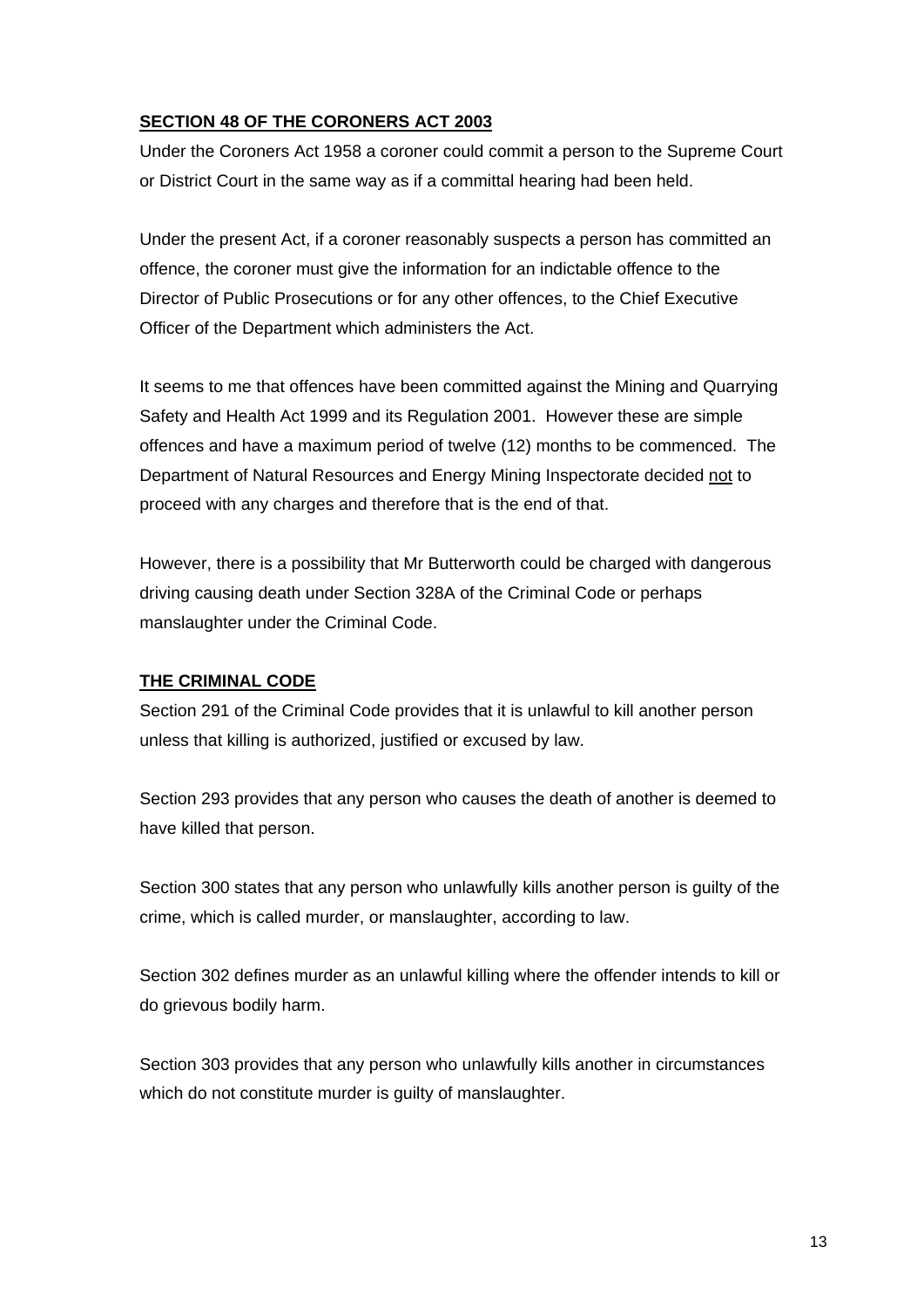## **SECTION 48 OF THE CORONERS ACT 2003**

Under the Coroners Act 1958 a coroner could commit a person to the Supreme Court or District Court in the same way as if a committal hearing had been held.

Under the present Act, if a coroner reasonably suspects a person has committed an offence, the coroner must give the information for an indictable offence to the Director of Public Prosecutions or for any other offences, to the Chief Executive Officer of the Department which administers the Act.

It seems to me that offences have been committed against the Mining and Quarrying Safety and Health Act 1999 and its Regulation 2001. However these are simple offences and have a maximum period of twelve (12) months to be commenced. The Department of Natural Resources and Energy Mining Inspectorate decided not to proceed with any charges and therefore that is the end of that.

However, there is a possibility that Mr Butterworth could be charged with dangerous driving causing death under Section 328A of the Criminal Code or perhaps manslaughter under the Criminal Code.

## **THE CRIMINAL CODE**

Section 291 of the Criminal Code provides that it is unlawful to kill another person unless that killing is authorized, justified or excused by law.

Section 293 provides that any person who causes the death of another is deemed to have killed that person.

Section 300 states that any person who unlawfully kills another person is guilty of the crime, which is called murder, or manslaughter, according to law.

Section 302 defines murder as an unlawful killing where the offender intends to kill or do grievous bodily harm.

Section 303 provides that any person who unlawfully kills another in circumstances which do not constitute murder is guilty of manslaughter.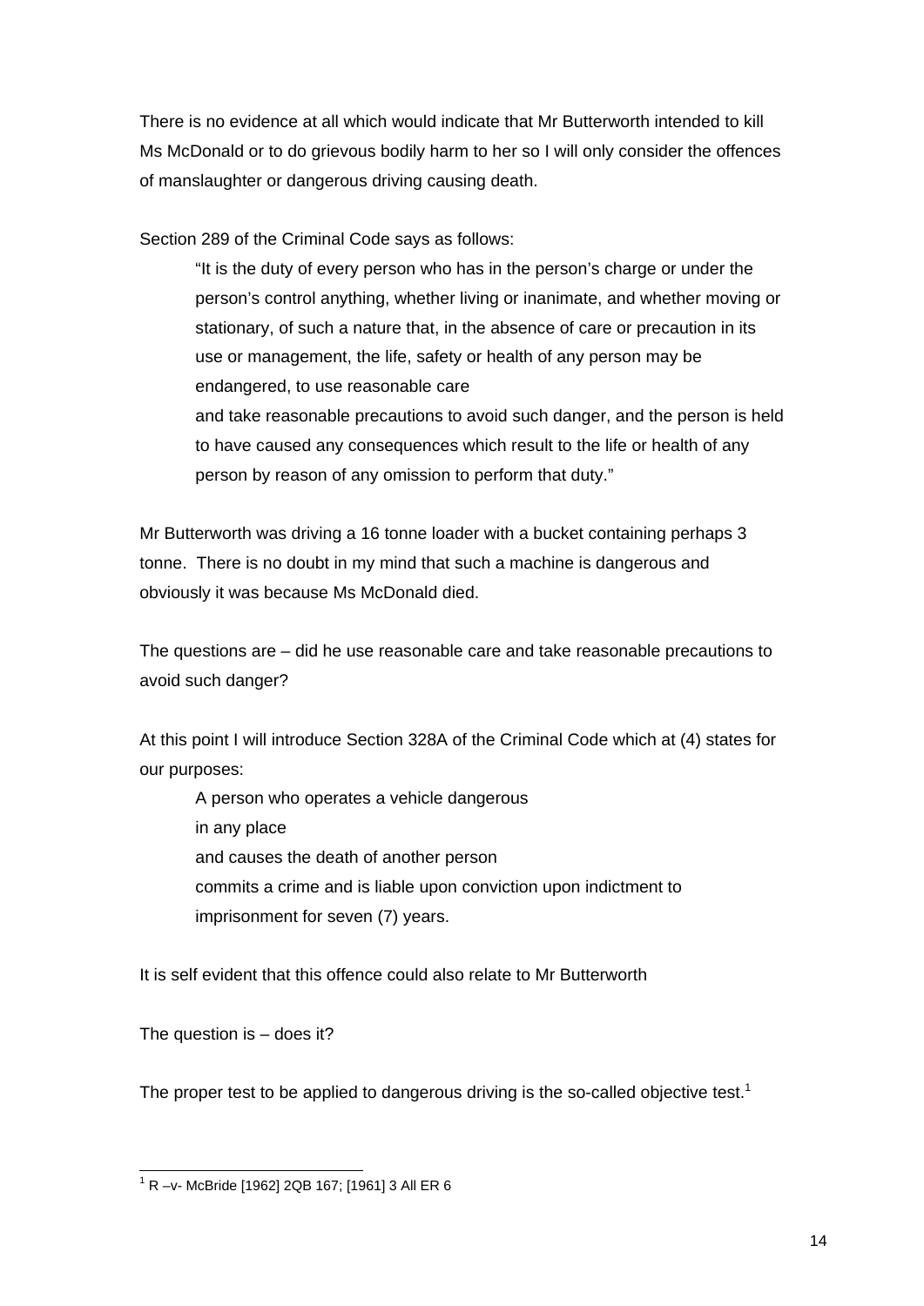There is no evidence at all which would indicate that Mr Butterworth intended to kill Ms McDonald or to do grievous bodily harm to her so I will only consider the offences of manslaughter or dangerous driving causing death.

Section 289 of the Criminal Code says as follows:

> "It is the duty of every person who has in the person's charge or under the person's control anything, whether living or inanimate, and whether moving or stationary, of such a nature that, in the absence of care or precaution in its use or management, the life, safety or health of any person may be endangered, to use reasonable care
> and take reasonable precautions to avoid such danger, and the person is held to have caused any consequences which result to the life or health of any person by reason of any omission to perform that duty."

Mr Butterworth was driving a 16 tonne loader with a bucket containing perhaps 3 tonne. There is no doubt in my mind that such a machine is dangerous and obviously it was because Ms McDonald died.

The questions are – did he use reasonable care and take reasonable precautions to avoid such danger?

At this point I will introduce Section 328A of the Criminal Code which at (4) states for our purposes:

> A person who operates a vehicle dangerous
> in any place
> and causes the death of another person
> commits a crime and is liable upon conviction upon indictment to imprisonment for seven (7) years.

It is self evident that this offence could also relate to Mr Butterworth

The question is – does it?

The proper test to be applied to dangerous driving is the so-called objective test.[1]

[1] R –v- McBride [1962] 2QB 167; [1961] 3 All ER 6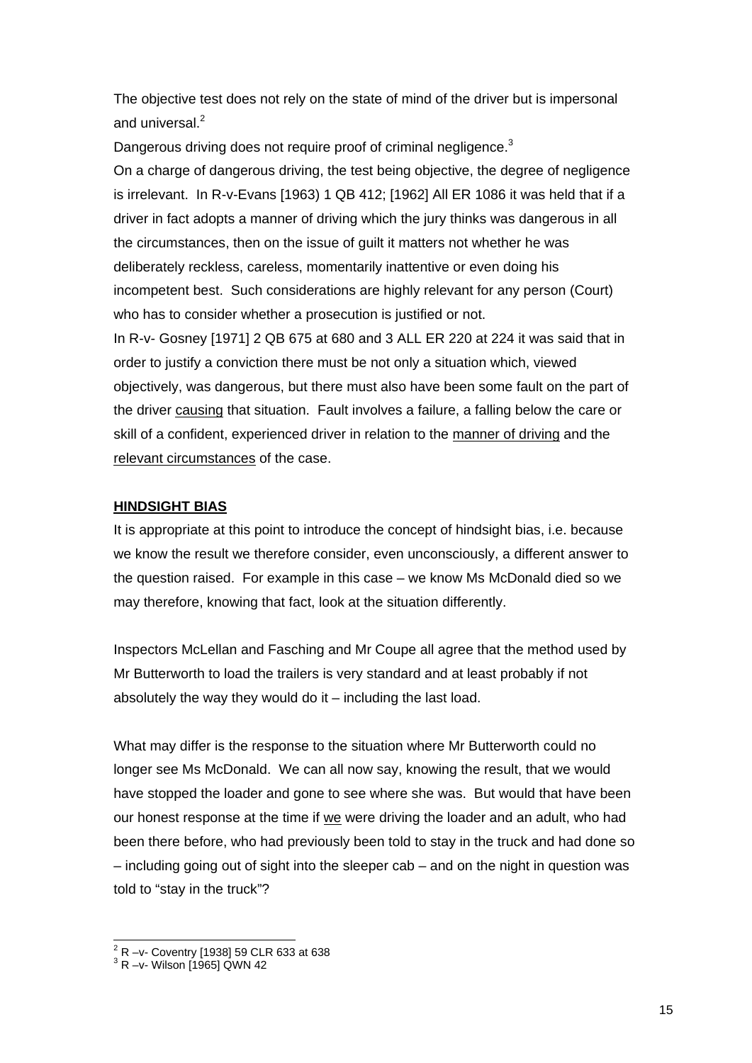The objective test does not rely on the state of mind of the driver but is impersonal and universal.[2]

Dangerous driving does not require proof of criminal negligence.[3]

On a charge of dangerous driving, the test being objective, the degree of negligence is irrelevant. In R-v-Evans [1963) 1 QB 412; [1962] All ER 1086 it was held that if a driver in fact adopts a manner of driving which the jury thinks was dangerous in all the circumstances, then on the issue of guilt it matters not whether he was deliberately reckless, careless, momentarily inattentive or even doing his incompetent best. Such considerations are highly relevant for any person (Court) who has to consider whether a prosecution is justified or not.

In R-v- Gosney [1971] 2 QB 675 at 680 and 3 ALL ER 220 at 224 it was said that in order to justify a conviction there must be not only a situation which, viewed objectively, was dangerous, but there must also have been some fault on the part of the driver <u>causing</u> that situation. Fault involves a failure, a falling below the care or skill of a confident, experienced driver in relation to the <u>manner of driving</u> and the <u>relevant circumstances</u> of the case.

**<u>HINDSIGHT BIAS</u>**

It is appropriate at this point to introduce the concept of hindsight bias, i.e. because we know the result we therefore consider, even unconsciously, a different answer to the question raised. For example in this case – we know Ms McDonald died so we may therefore, knowing that fact, look at the situation differently.

Inspectors McLellan and Fasching and Mr Coupe all agree that the method used by Mr Butterworth to load the trailers is very standard and at least probably if not absolutely the way they would do it – including the last load.

What may differ is the response to the situation where Mr Butterworth could no longer see Ms McDonald. We can all now say, knowing the result, that we would have stopped the loader and gone to see where she was. But would that have been our honest response at the time if <u>we</u> were driving the loader and an adult, who had been there before, who had previously been told to stay in the truck and had done so – including going out of sight into the sleeper cab – and on the night in question was told to "stay in the truck"?

---

[2] R –v- Coventry [1938] 59 CLR 633 at 638

[3] R –v- Wilson [1965] QWN 42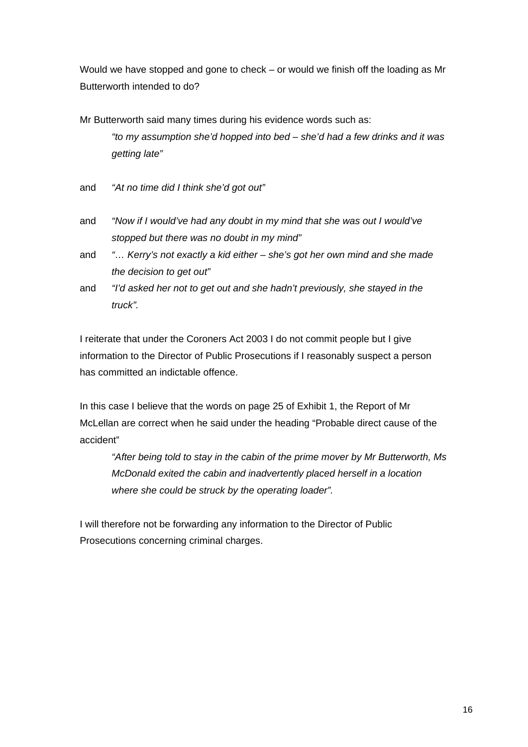Would we have stopped and gone to check – or would we finish off the loading as Mr Butterworth intended to do?

Mr Butterworth said many times during his evidence words such as:

> *"to my assumption she'd hopped into bed – she'd had a few drinks and it was getting late"*

and *"At no time did I think she'd got out"*

and *"Now if I would've had any doubt in my mind that she was out I would've stopped but there was no doubt in my mind"*

and *"… Kerry's not exactly a kid either – she's got her own mind and she made the decision to get out"*

and *"I'd asked her not to get out and she hadn't previously, she stayed in the truck".*

I reiterate that under the Coroners Act 2003 I do not commit people but I give information to the Director of Public Prosecutions if I reasonably suspect a person has committed an indictable offence.

In this case I believe that the words on page 25 of Exhibit 1, the Report of Mr McLellan are correct when he said under the heading "Probable direct cause of the accident"

> *"After being told to stay in the cabin of the prime mover by Mr Butterworth, Ms McDonald exited the cabin and inadvertently placed herself in a location where she could be struck by the operating loader".*

I will therefore not be forwarding any information to the Director of Public Prosecutions concerning criminal charges.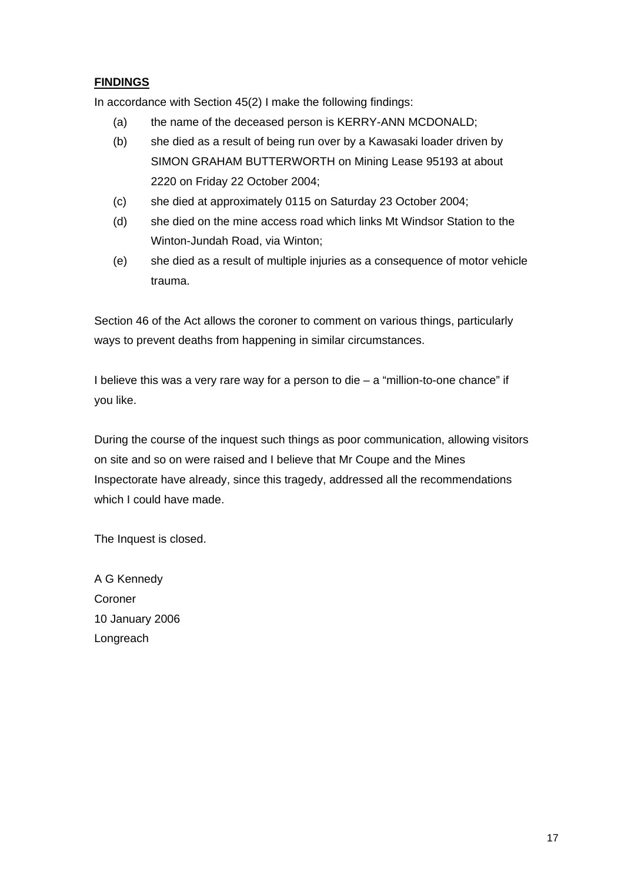**FINDINGS**

In accordance with Section 45(2) I make the following findings:

(a) the name of the deceased person is KERRY-ANN MCDONALD;

(b) she died as a result of being run over by a Kawasaki loader driven by SIMON GRAHAM BUTTERWORTH on Mining Lease 95193 at about 2220 on Friday 22 October 2004;

(c) she died at approximately 0115 on Saturday 23 October 2004;

(d) she died on the mine access road which links Mt Windsor Station to the Winton-Jundah Road, via Winton;

(e) she died as a result of multiple injuries as a consequence of motor vehicle trauma.

Section 46 of the Act allows the coroner to comment on various things, particularly ways to prevent deaths from happening in similar circumstances.

I believe this was a very rare way for a person to die – a "million-to-one chance" if you like.

During the course of the inquest such things as poor communication, allowing visitors on site and so on were raised and I believe that Mr Coupe and the Mines Inspectorate have already, since this tragedy, addressed all the recommendations which I could have made.

The Inquest is closed.

A G Kennedy
Coroner
10 January 2006
Longreach